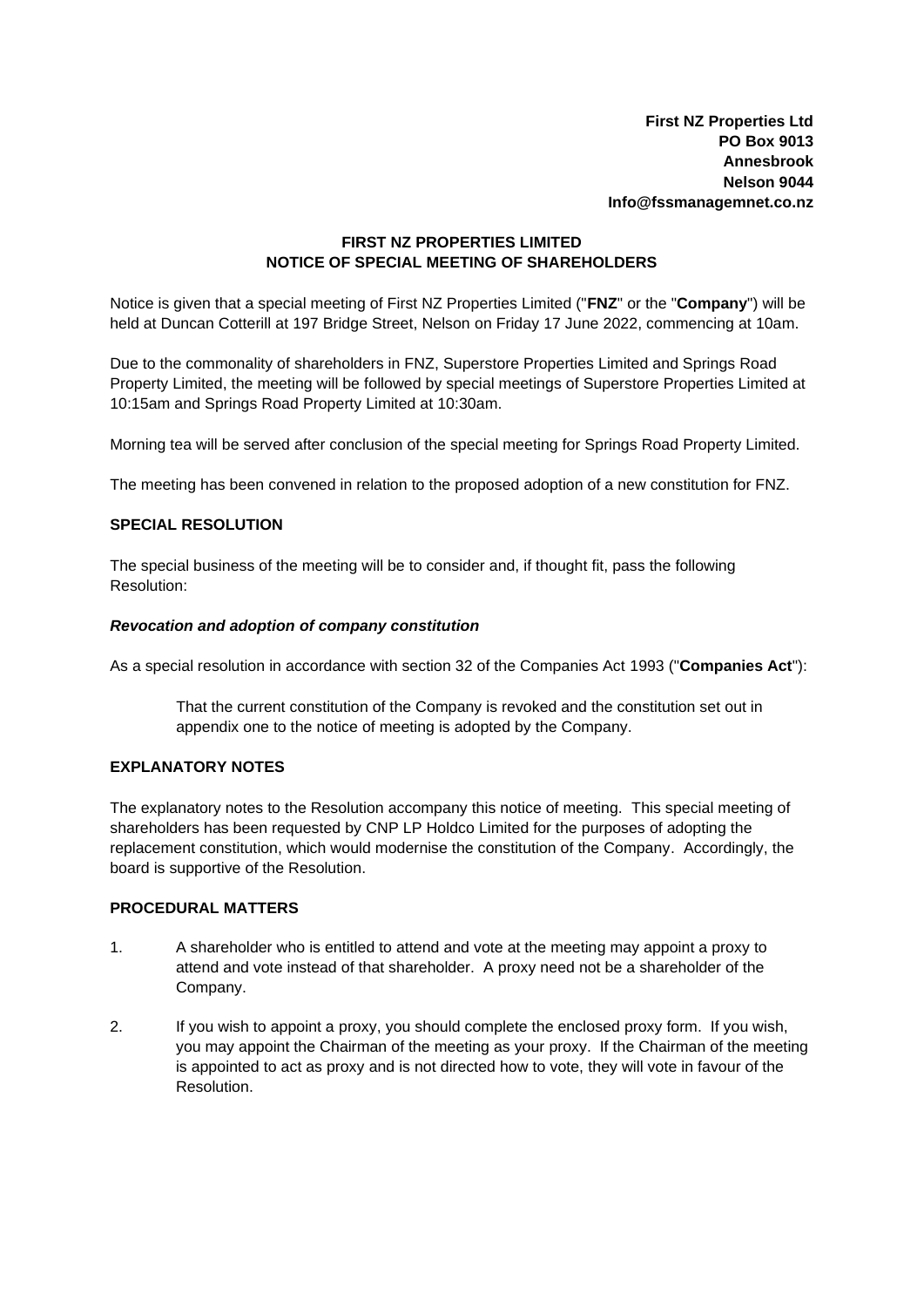**First NZ Properties Ltd**
**PO Box 9013**
**Annesbrook**
**Nelson 9044**
**Info@fssmanagemnet.co.nz**

# FIRST NZ PROPERTIES LIMITED
# NOTICE OF SPECIAL MEETING OF SHAREHOLDERS

Notice is given that a special meeting of First NZ Properties Limited ("**FNZ**" or the "**Company**") will be held at Duncan Cotterill at 197 Bridge Street, Nelson on Friday 17 June 2022, commencing at 10am.

Due to the commonality of shareholders in FNZ, Superstore Properties Limited and Springs Road Property Limited, the meeting will be followed by special meetings of Superstore Properties Limited at 10:15am and Springs Road Property Limited at 10:30am.

Morning tea will be served after conclusion of the special meeting for Springs Road Property Limited.

The meeting has been convened in relation to the proposed adoption of a new constitution for FNZ.

## SPECIAL RESOLUTION

The special business of the meeting will be to consider and, if thought fit, pass the following Resolution:

### *Revocation and adoption of company constitution*

As a special resolution in accordance with section 32 of the Companies Act 1993 ("**Companies Act**"):

> That the current constitution of the Company is revoked and the constitution set out in appendix one to the notice of meeting is adopted by the Company.

## EXPLANATORY NOTES

The explanatory notes to the Resolution accompany this notice of meeting. This special meeting of shareholders has been requested by CNP LP Holdco Limited for the purposes of adopting the replacement constitution, which would modernise the constitution of the Company. Accordingly, the board is supportive of the Resolution.

## PROCEDURAL MATTERS

1. A shareholder who is entitled to attend and vote at the meeting may appoint a proxy to attend and vote instead of that shareholder. A proxy need not be a shareholder of the Company.

2. If you wish to appoint a proxy, you should complete the enclosed proxy form. If you wish, you may appoint the Chairman of the meeting as your proxy. If the Chairman of the meeting is appointed to act as proxy and is not directed how to vote, they will vote in favour of the Resolution.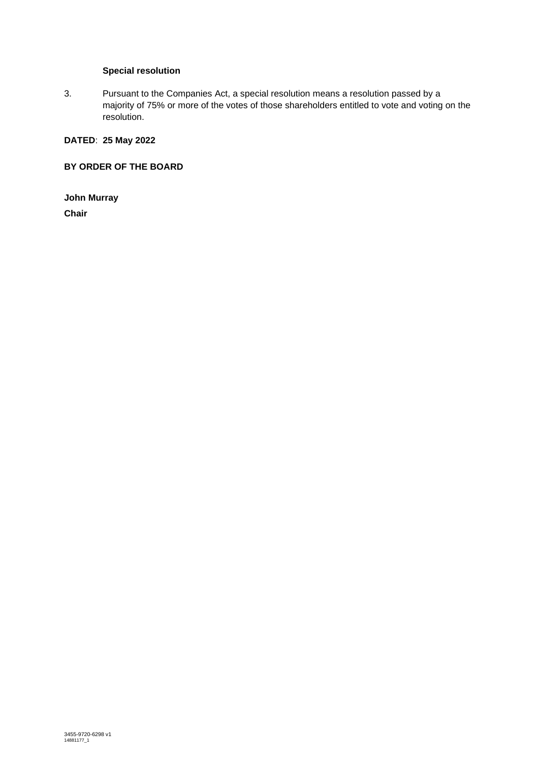**Special resolution**

3. Pursuant to the Companies Act, a special resolution means a resolution passed by a majority of 75% or more of the votes of those shareholders entitled to vote and voting on the resolution.

**DATED**: **25 May 2022**

**BY ORDER OF THE BOARD**

**John Murray**

**Chair**

3455-9720-6298 v1
14881177_1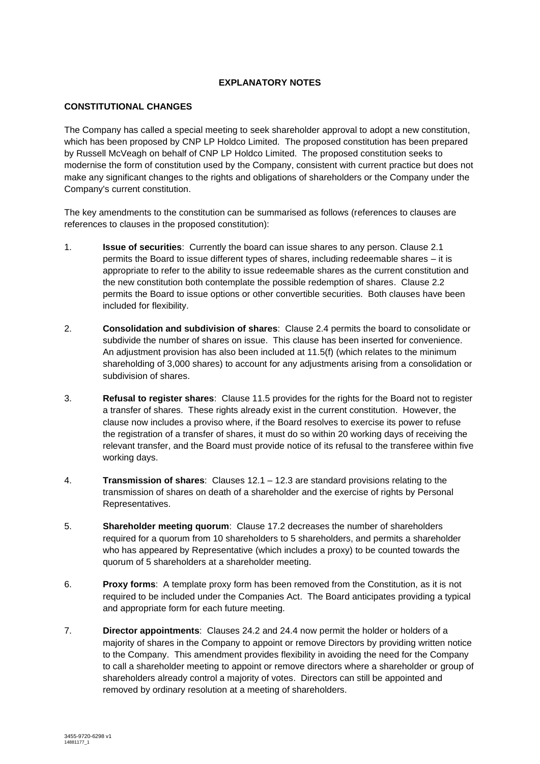# EXPLANATORY NOTES

## CONSTITUTIONAL CHANGES

The Company has called a special meeting to seek shareholder approval to adopt a new constitution, which has been proposed by CNP LP Holdco Limited. The proposed constitution has been prepared by Russell McVeagh on behalf of CNP LP Holdco Limited. The proposed constitution seeks to modernise the form of constitution used by the Company, consistent with current practice but does not make any significant changes to the rights and obligations of shareholders or the Company under the Company's current constitution.

The key amendments to the constitution can be summarised as follows (references to clauses are references to clauses in the proposed constitution):

1. **Issue of securities**: Currently the board can issue shares to any person. Clause 2.1 permits the Board to issue different types of shares, including redeemable shares – it is appropriate to refer to the ability to issue redeemable shares as the current constitution and the new constitution both contemplate the possible redemption of shares. Clause 2.2 permits the Board to issue options or other convertible securities. Both clauses have been included for flexibility.

2. **Consolidation and subdivision of shares**: Clause 2.4 permits the board to consolidate or subdivide the number of shares on issue. This clause has been inserted for convenience. An adjustment provision has also been included at 11.5(f) (which relates to the minimum shareholding of 3,000 shares) to account for any adjustments arising from a consolidation or subdivision of shares.

3. **Refusal to register shares**: Clause 11.5 provides for the rights for the Board not to register a transfer of shares. These rights already exist in the current constitution. However, the clause now includes a proviso where, if the Board resolves to exercise its power to refuse the registration of a transfer of shares, it must do so within 20 working days of receiving the relevant transfer, and the Board must provide notice of its refusal to the transferee within five working days.

4. **Transmission of shares**: Clauses 12.1 – 12.3 are standard provisions relating to the transmission of shares on death of a shareholder and the exercise of rights by Personal Representatives.

5. **Shareholder meeting quorum**: Clause 17.2 decreases the number of shareholders required for a quorum from 10 shareholders to 5 shareholders, and permits a shareholder who has appeared by Representative (which includes a proxy) to be counted towards the quorum of 5 shareholders at a shareholder meeting.

6. **Proxy forms**: A template proxy form has been removed from the Constitution, as it is not required to be included under the Companies Act. The Board anticipates providing a typical and appropriate form for each future meeting.

7. **Director appointments**: Clauses 24.2 and 24.4 now permit the holder or holders of a majority of shares in the Company to appoint or remove Directors by providing written notice to the Company. This amendment provides flexibility in avoiding the need for the Company to call a shareholder meeting to appoint or remove directors where a shareholder or group of shareholders already control a majority of votes. Directors can still be appointed and removed by ordinary resolution at a meeting of shareholders.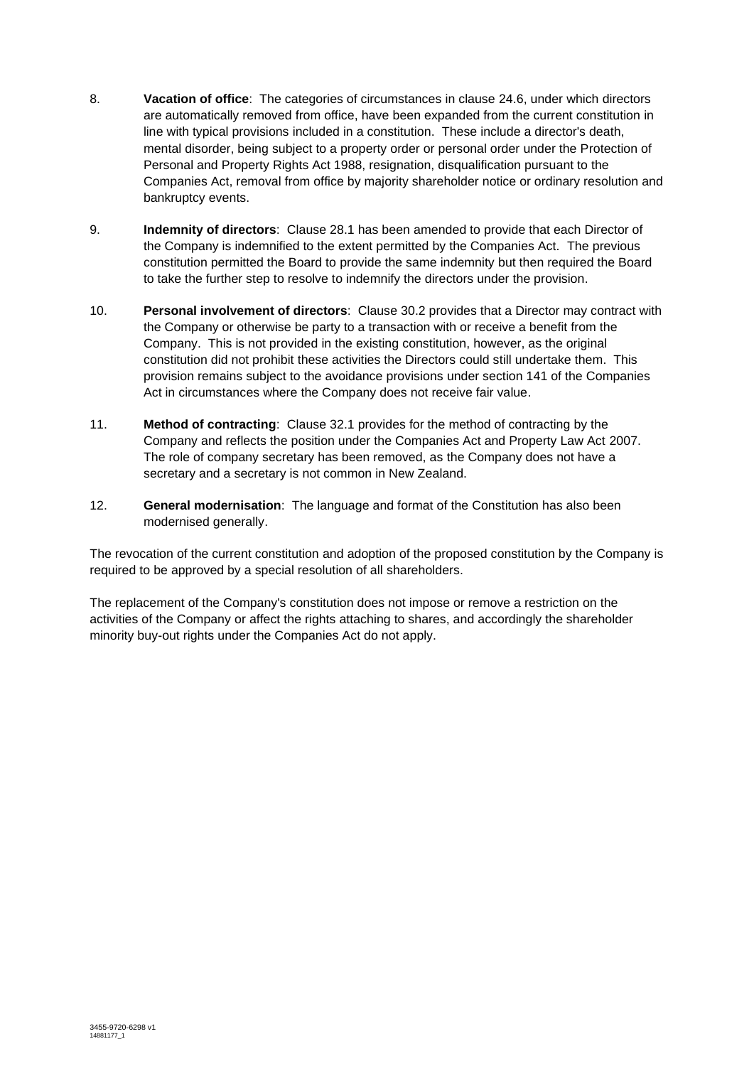8. **Vacation of office**: The categories of circumstances in clause 24.6, under which directors are automatically removed from office, have been expanded from the current constitution in line with typical provisions included in a constitution. These include a director's death, mental disorder, being subject to a property order or personal order under the Protection of Personal and Property Rights Act 1988, resignation, disqualification pursuant to the Companies Act, removal from office by majority shareholder notice or ordinary resolution and bankruptcy events.

9. **Indemnity of directors**: Clause 28.1 has been amended to provide that each Director of the Company is indemnified to the extent permitted by the Companies Act. The previous constitution permitted the Board to provide the same indemnity but then required the Board to take the further step to resolve to indemnify the directors under the provision.

10. **Personal involvement of directors**: Clause 30.2 provides that a Director may contract with the Company or otherwise be party to a transaction with or receive a benefit from the Company. This is not provided in the existing constitution, however, as the original constitution did not prohibit these activities the Directors could still undertake them. This provision remains subject to the avoidance provisions under section 141 of the Companies Act in circumstances where the Company does not receive fair value.

11. **Method of contracting**: Clause 32.1 provides for the method of contracting by the Company and reflects the position under the Companies Act and Property Law Act 2007. The role of company secretary has been removed, as the Company does not have a secretary and a secretary is not common in New Zealand.

12. **General modernisation**: The language and format of the Constitution has also been modernised generally.

The revocation of the current constitution and adoption of the proposed constitution by the Company is required to be approved by a special resolution of all shareholders.

The replacement of the Company's constitution does not impose or remove a restriction on the activities of the Company or affect the rights attaching to shares, and accordingly the shareholder minority buy-out rights under the Companies Act do not apply.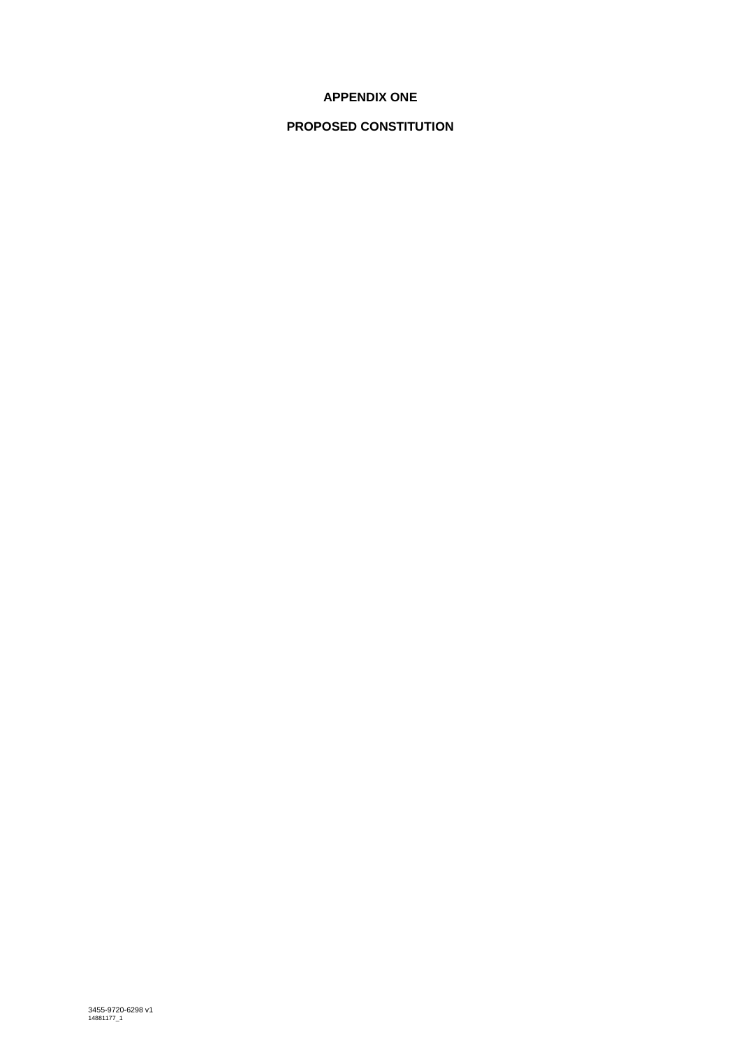# APPENDIX ONE

# PROPOSED CONSTITUTION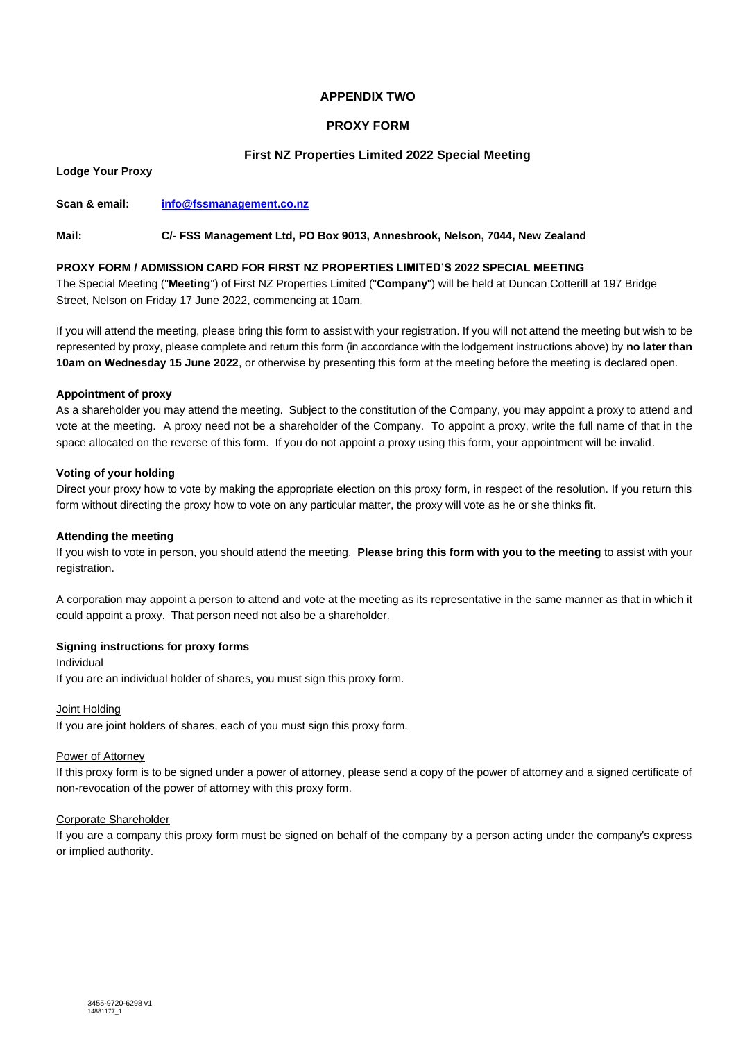# APPENDIX TWO

## PROXY FORM

### First NZ Properties Limited 2022 Special Meeting

**Lodge Your Proxy**

**Scan & email:** **info@fssmanagement.co.nz**

**Mail:** **C/- FSS Management Ltd, PO Box 9013, Annesbrook, Nelson, 7044, New Zealand**

**PROXY FORM / ADMISSION CARD FOR FIRST NZ PROPERTIES LIMITED'S 2022 SPECIAL MEETING**

The Special Meeting ("**Meeting**") of First NZ Properties Limited ("**Company**") will be held at Duncan Cotterill at 197 Bridge Street, Nelson on Friday 17 June 2022, commencing at 10am.

If you will attend the meeting, please bring this form to assist with your registration. If you will not attend the meeting but wish to be represented by proxy, please complete and return this form (in accordance with the lodgement instructions above) by **no later than 10am on Wednesday 15 June 2022**, or otherwise by presenting this form at the meeting before the meeting is declared open.

**Appointment of proxy**

As a shareholder you may attend the meeting. Subject to the constitution of the Company, you may appoint a proxy to attend and vote at the meeting. A proxy need not be a shareholder of the Company. To appoint a proxy, write the full name of that in the space allocated on the reverse of this form. If you do not appoint a proxy using this form, your appointment will be invalid.

**Voting of your holding**

Direct your proxy how to vote by making the appropriate election on this proxy form, in respect of the resolution. If you return this form without directing the proxy how to vote on any particular matter, the proxy will vote as he or she thinks fit.

**Attending the meeting**

If you wish to vote in person, you should attend the meeting. **Please bring this form with you to the meeting** to assist with your registration.

A corporation may appoint a person to attend and vote at the meeting as its representative in the same manner as that in which it could appoint a proxy. That person need not also be a shareholder.

**Signing instructions for proxy forms**

Individual

If you are an individual holder of shares, you must sign this proxy form.

Joint Holding

If you are joint holders of shares, each of you must sign this proxy form.

Power of Attorney

If this proxy form is to be signed under a power of attorney, please send a copy of the power of attorney and a signed certificate of non-revocation of the power of attorney with this proxy form.

Corporate Shareholder

If you are a company this proxy form must be signed on behalf of the company by a person acting under the company's express or implied authority.

3455-9720-6298 v1
14881177_1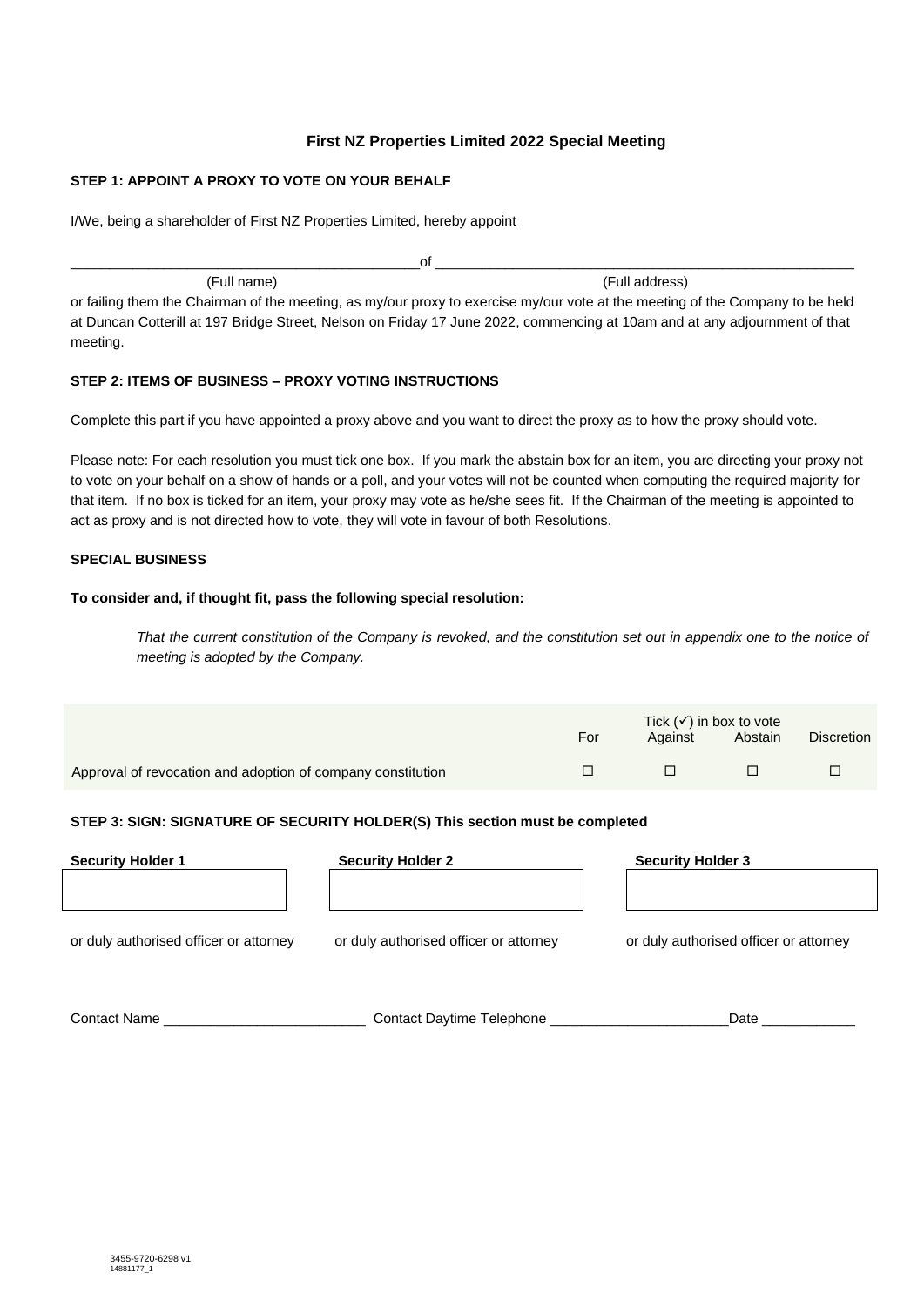## First NZ Properties Limited 2022 Special Meeting

**STEP 1: APPOINT A PROXY TO VOTE ON YOUR BEHALF**

I/We, being a shareholder of First NZ Properties Limited, hereby appoint

_____________________________________________of _______________________________________________________

(Full name) (Full address)

or failing them the Chairman of the meeting, as my/our proxy to exercise my/our vote at the meeting of the Company to be held at Duncan Cotterill at 197 Bridge Street, Nelson on Friday 17 June 2022, commencing at 10am and at any adjournment of that meeting.

**STEP 2: ITEMS OF BUSINESS – PROXY VOTING INSTRUCTIONS**

Complete this part if you have appointed a proxy above and you want to direct the proxy as to how the proxy should vote.

Please note: For each resolution you must tick one box. If you mark the abstain box for an item, you are directing your proxy not to vote on your behalf on a show of hands or a poll, and your votes will not be counted when computing the required majority for that item. If no box is ticked for an item, your proxy may vote as he/she sees fit. If the Chairman of the meeting is appointed to act as proxy and is not directed how to vote, they will vote in favour of both Resolutions.

**SPECIAL BUSINESS**

**To consider and, if thought fit, pass the following special resolution:**

*That the current constitution of the Company is revoked, and the constitution set out in appendix one to the notice of meeting is adopted by the Company.*

| | Tick (✓) in box to vote | | | |
|---|---|---|---|---|
| | For | Against | Abstain | Discretion |
| Approval of revocation and adoption of company constitution | ☐ | ☐ | ☐ | ☐ |

**STEP 3: SIGN: SIGNATURE OF SECURITY HOLDER(S) This section must be completed**

| Security Holder 1 | Security Holder 2 | Security Holder 3 |
|---|---|---|
| | | |
| or duly authorised officer or attorney | or duly authorised officer or attorney | or duly authorised officer or attorney |

Contact Name _________________________ Contact Daytime Telephone ______________________Date ____________

3455-9720-6298 v1
14881177_1